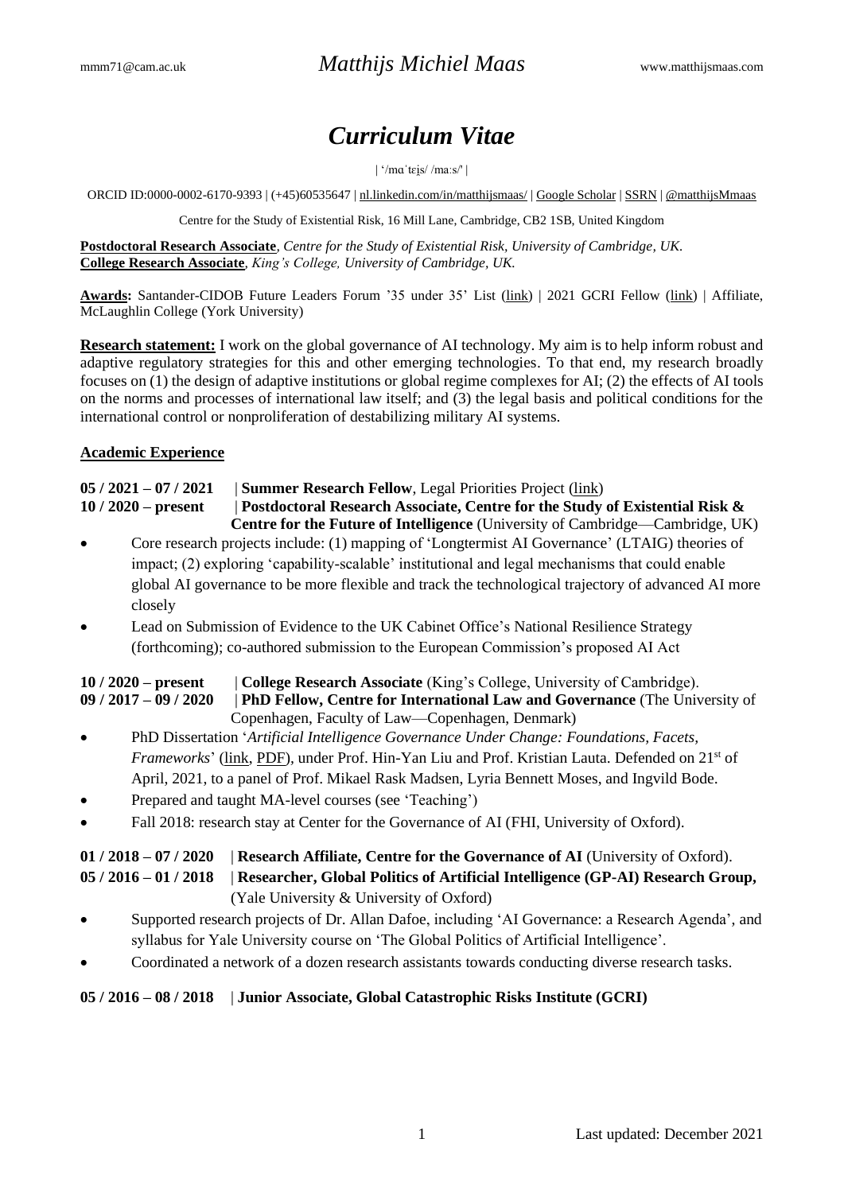mmm71@cam.ac.uk *Matthijs Michiel Maas* www.matthijsmaas.com

# *Curriculum Vitae*

| '/mɑˈtɛi̯s/ /maːs/' |

ORCID ID:0000-0002-6170-9393 | (+45)60535647 | nl.linkedin.com/in/matthijsmaas/ | Google Scholar | SSRN | @matthijsMmaas

Centre for the Study of Existential Risk, 16 Mill Lane, Cambridge, CB2 1SB, United Kingdom

**Postdoctoral Research Associate**, *Centre for the Study of Existential Risk, University of Cambridge, UK.*
**College Research Associate**, *King's College, University of Cambridge, UK.*

**Awards:** Santander-CIDOB Future Leaders Forum '35 under 35' List (link) | 2021 GCRI Fellow (link) | Affiliate, McLaughlin College (York University)

**Research statement:** I work on the global governance of AI technology. My aim is to help inform robust and adaptive regulatory strategies for this and other emerging technologies. To that end, my research broadly focuses on (1) the design of adaptive institutions or global regime complexes for AI; (2) the effects of AI tools on the norms and processes of international law itself; and (3) the legal basis and political conditions for the international control or nonproliferation of destabilizing military AI systems.

## Academic Experience

**05 / 2021 – 07 / 2021** | **Summer Research Fellow**, Legal Priorities Project (link)
**10 / 2020 – present** | **Postdoctoral Research Associate, Centre for the Study of Existential Risk & Centre for the Future of Intelligence** (University of Cambridge—Cambridge, UK)

- Core research projects include: (1) mapping of 'Longtermist AI Governance' (LTAIG) theories of impact; (2) exploring 'capability-scalable' institutional and legal mechanisms that could enable global AI governance to be more flexible and track the technological trajectory of advanced AI more closely
- Lead on Submission of Evidence to the UK Cabinet Office's National Resilience Strategy (forthcoming); co-authored submission to the European Commission's proposed AI Act

**10 / 2020 – present** | **College Research Associate** (King's College, University of Cambridge).
**09 / 2017 – 09 / 2020** | **PhD Fellow, Centre for International Law and Governance** (The University of Copenhagen, Faculty of Law—Copenhagen, Denmark)

- PhD Dissertation '*Artificial Intelligence Governance Under Change: Foundations, Facets, Frameworks*' (link, PDF), under Prof. Hin-Yan Liu and Prof. Kristian Lauta. Defended on 21st of April, 2021, to a panel of Prof. Mikael Rask Madsen, Lyria Bennett Moses, and Ingvild Bode.
- Prepared and taught MA-level courses (see 'Teaching')
- Fall 2018: research stay at Center for the Governance of AI (FHI, University of Oxford).

**01 / 2018 – 07 / 2020** | **Research Affiliate, Centre for the Governance of AI** (University of Oxford).
**05 / 2016 – 01 / 2018** | **Researcher, Global Politics of Artificial Intelligence (GP-AI) Research Group,** (Yale University & University of Oxford)

- Supported research projects of Dr. Allan Dafoe, including 'AI Governance: a Research Agenda', and syllabus for Yale University course on 'The Global Politics of Artificial Intelligence'.
- Coordinated a network of a dozen research assistants towards conducting diverse research tasks.

**05 / 2016 – 08 / 2018** | **Junior Associate, Global Catastrophic Risks Institute (GCRI)**

Last updated: December 2021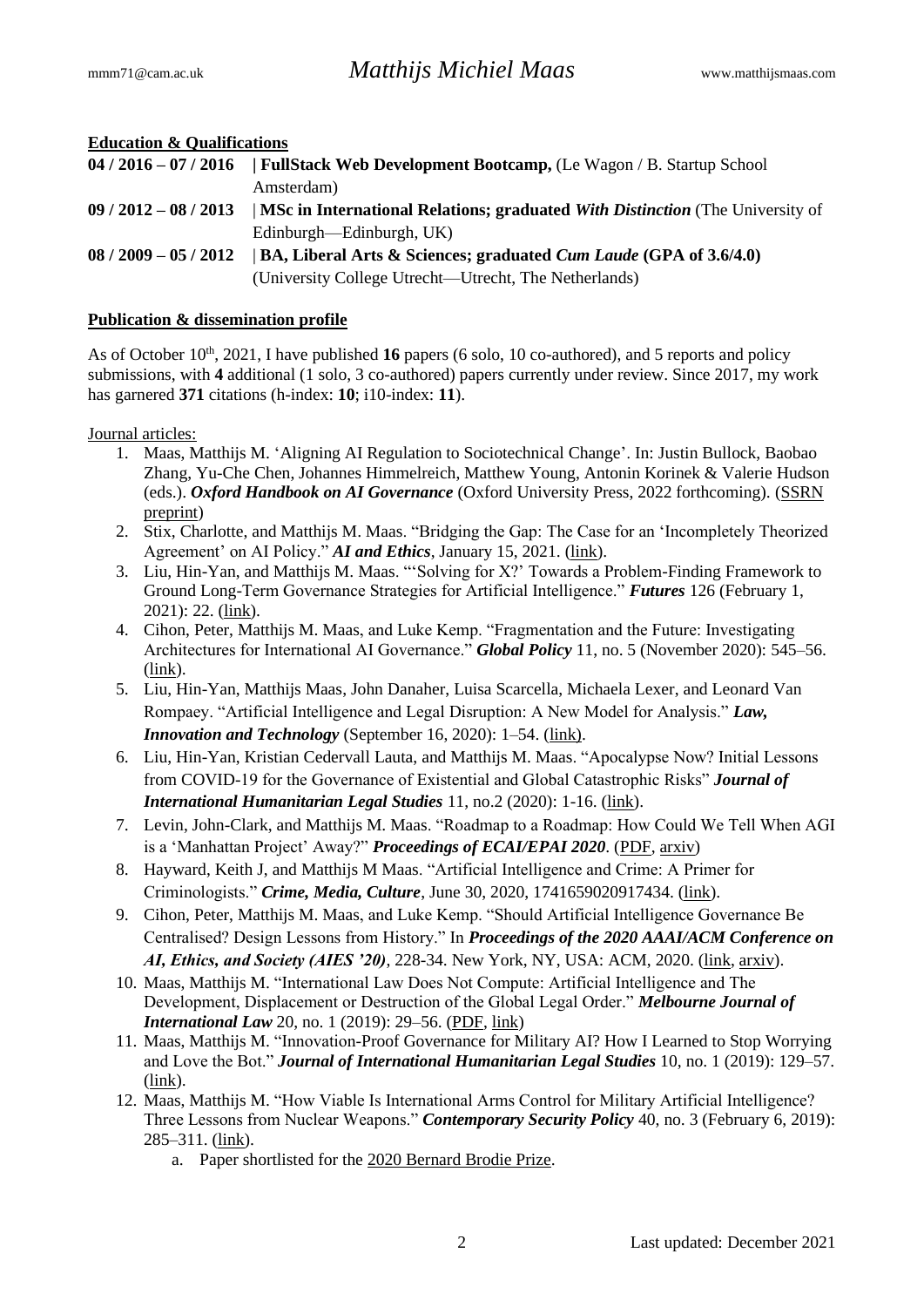**Education & Qualifications**

**04 / 2016 – 07 / 2016** | **FullStack Web Development Bootcamp,** (Le Wagon / B. Startup School Amsterdam)

**09 / 2012 – 08 / 2013** | **MSc in International Relations; graduated *With Distinction*** (The University of Edinburgh—Edinburgh, UK)

**08 / 2009 – 05 / 2012** | **BA, Liberal Arts & Sciences; graduated *Cum Laude* (GPA of 3.6/4.0)** (University College Utrecht—Utrecht, The Netherlands)

**Publication & dissemination profile**

As of October 10th, 2021, I have published **16** papers (6 solo, 10 co-authored), and 5 reports and policy submissions, with **4** additional (1 solo, 3 co-authored) papers currently under review. Since 2017, my work has garnered **371** citations (h-index: **10**; i10-index: **11**).

Journal articles:

1. Maas, Matthijs M. 'Aligning AI Regulation to Sociotechnical Change'. In: Justin Bullock, Baobao Zhang, Yu-Che Chen, Johannes Himmelreich, Matthew Young, Antonin Korinek & Valerie Hudson (eds.). ***Oxford Handbook on AI Governance*** (Oxford University Press, 2022 forthcoming). (SSRN preprint)
2. Stix, Charlotte, and Matthijs M. Maas. "Bridging the Gap: The Case for an 'Incompletely Theorized Agreement' on AI Policy." ***AI and Ethics***, January 15, 2021. (link).
3. Liu, Hin-Yan, and Matthijs M. Maas. "'Solving for X?' Towards a Problem-Finding Framework to Ground Long-Term Governance Strategies for Artificial Intelligence." ***Futures*** 126 (February 1, 2021): 22. (link).
4. Cihon, Peter, Matthijs M. Maas, and Luke Kemp. "Fragmentation and the Future: Investigating Architectures for International AI Governance." ***Global Policy*** 11, no. 5 (November 2020): 545–56. (link).
5. Liu, Hin-Yan, Matthijs Maas, John Danaher, Luisa Scarcella, Michaela Lexer, and Leonard Van Rompaey. "Artificial Intelligence and Legal Disruption: A New Model for Analysis." ***Law, Innovation and Technology*** (September 16, 2020): 1–54. (link).
6. Liu, Hin-Yan, Kristian Cedervall Lauta, and Matthijs M. Maas. "Apocalypse Now? Initial Lessons from COVID-19 for the Governance of Existential and Global Catastrophic Risks" ***Journal of International Humanitarian Legal Studies*** 11, no.2 (2020): 1-16. (link).
7. Levin, John-Clark, and Matthijs M. Maas. "Roadmap to a Roadmap: How Could We Tell When AGI is a 'Manhattan Project' Away?" ***Proceedings of ECAI/EPAI 2020***. (PDF, arxiv)
8. Hayward, Keith J, and Matthijs M Maas. "Artificial Intelligence and Crime: A Primer for Criminologists." ***Crime, Media, Culture***, June 30, 2020, 1741659020917434. (link).
9. Cihon, Peter, Matthijs M. Maas, and Luke Kemp. "Should Artificial Intelligence Governance Be Centralised? Design Lessons from History." In ***Proceedings of the 2020 AAAI/ACM Conference on AI, Ethics, and Society (AIES '20)***, 228-34. New York, NY, USA: ACM, 2020. (link, arxiv).
10. Maas, Matthijs M. "International Law Does Not Compute: Artificial Intelligence and The Development, Displacement or Destruction of the Global Legal Order." ***Melbourne Journal of International Law*** 20, no. 1 (2019): 29–56. (PDF, link)
11. Maas, Matthijs M. "Innovation-Proof Governance for Military AI? How I Learned to Stop Worrying and Love the Bot." ***Journal of International Humanitarian Legal Studies*** 10, no. 1 (2019): 129–57. (link).
12. Maas, Matthijs M. "How Viable Is International Arms Control for Military Artificial Intelligence? Three Lessons from Nuclear Weapons." ***Contemporary Security Policy*** 40, no. 3 (February 6, 2019): 285–311. (link).
    a. Paper shortlisted for the 2020 Bernard Brodie Prize.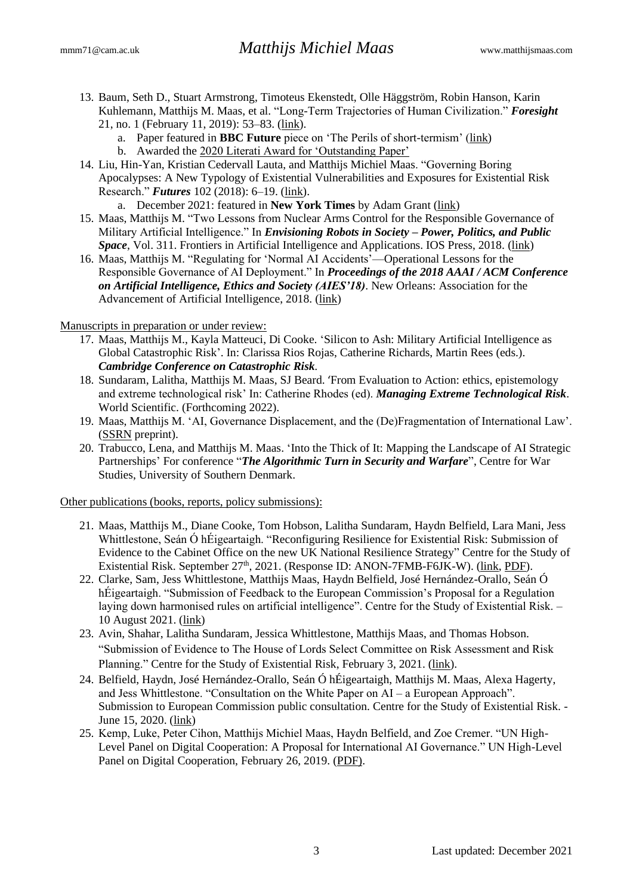13. Baum, Seth D., Stuart Armstrong, Timoteus Ekenstedt, Olle Häggström, Robin Hanson, Karin Kuhlemann, Matthijs M. Maas, et al. "Long-Term Trajectories of Human Civilization." ***Foresight*** 21, no. 1 (February 11, 2019): 53–83. (link).
    a. Paper featured in **BBC Future** piece on 'The Perils of short-termism' (link)
    b. Awarded the 2020 Literati Award for 'Outstanding Paper'
14. Liu, Hin-Yan, Kristian Cedervall Lauta, and Matthijs Michiel Maas. "Governing Boring Apocalypses: A New Typology of Existential Vulnerabilities and Exposures for Existential Risk Research." ***Futures*** 102 (2018): 6–19. (link).
    a. December 2021: featured in **New York Times** by Adam Grant (link)
15. Maas, Matthijs M. "Two Lessons from Nuclear Arms Control for the Responsible Governance of Military Artificial Intelligence." In ***Envisioning Robots in Society – Power, Politics, and Public Space***, Vol. 311. Frontiers in Artificial Intelligence and Applications. IOS Press, 2018. (link)
16. Maas, Matthijs M. "Regulating for 'Normal AI Accidents'—Operational Lessons for the Responsible Governance of AI Deployment." In ***Proceedings of the 2018 AAAI / ACM Conference on Artificial Intelligence, Ethics and Society (AIES'18)***. New Orleans: Association for the Advancement of Artificial Intelligence, 2018. (link)

Manuscripts in preparation or under review:

17. Maas, Matthijs M., Kayla Matteuci, Di Cooke. 'Silicon to Ash: Military Artificial Intelligence as Global Catastrophic Risk'. In: Clarissa Rios Rojas, Catherine Richards, Martin Rees (eds.). ***Cambridge Conference on Catastrophic Risk***.
18. Sundaram, Lalitha, Matthijs M. Maas, SJ Beard. 'From Evaluation to Action: ethics, epistemology and extreme technological risk' In: Catherine Rhodes (ed). ***Managing Extreme Technological Risk***. World Scientific. (Forthcoming 2022).
19. Maas, Matthijs M. 'AI, Governance Displacement, and the (De)Fragmentation of International Law'. (SSRN preprint).
20. Trabucco, Lena, and Matthijs M. Maas. 'Into the Thick of It: Mapping the Landscape of AI Strategic Partnerships' For conference "***The Algorithmic Turn in Security and Warfare***", Centre for War Studies, University of Southern Denmark.

Other publications (books, reports, policy submissions):

21. Maas, Matthijs M., Diane Cooke, Tom Hobson, Lalitha Sundaram, Haydn Belfield, Lara Mani, Jess Whittlestone, Seán Ó hÉigeartaigh. "Reconfiguring Resilience for Existential Risk: Submission of Evidence to the Cabinet Office on the new UK National Resilience Strategy" Centre for the Study of Existential Risk. September 27th, 2021. (Response ID: ANON-7FMB-F6JK-W). (link, PDF).
22. Clarke, Sam, Jess Whittlestone, Matthijs Maas, Haydn Belfield, José Hernández-Orallo, Seán Ó hÉigeartaigh. "Submission of Feedback to the European Commission's Proposal for a Regulation laying down harmonised rules on artificial intelligence". Centre for the Study of Existential Risk. – 10 August 2021. (link)
23. Avin, Shahar, Lalitha Sundaram, Jessica Whittlestone, Matthijs Maas, and Thomas Hobson. "Submission of Evidence to The House of Lords Select Committee on Risk Assessment and Risk Planning." Centre for the Study of Existential Risk, February 3, 2021. (link).
24. Belfield, Haydn, José Hernández-Orallo, Seán Ó hÉigeartaigh, Matthijs M. Maas, Alexa Hagerty, and Jess Whittlestone. "Consultation on the White Paper on AI – a European Approach". Submission to European Commission public consultation. Centre for the Study of Existential Risk. - June 15, 2020. (link)
25. Kemp, Luke, Peter Cihon, Matthijs Michiel Maas, Haydn Belfield, and Zoe Cremer. "UN High-Level Panel on Digital Cooperation: A Proposal for International AI Governance." UN High-Level Panel on Digital Cooperation, February 26, 2019. (PDF).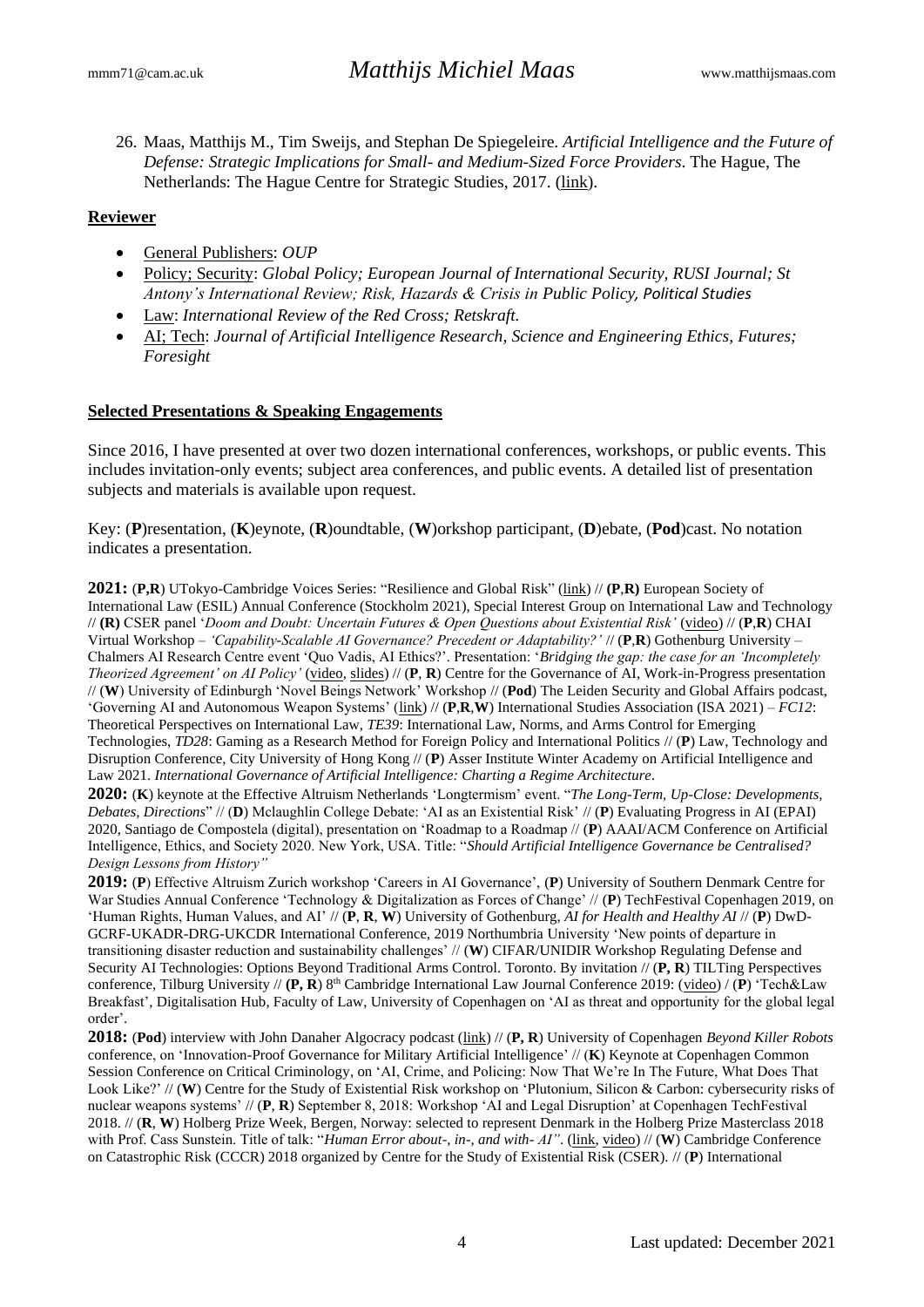26. Maas, Matthijs M., Tim Sweijs, and Stephan De Spiegeleire. *Artificial Intelligence and the Future of Defense: Strategic Implications for Small- and Medium-Sized Force Providers*. The Hague, The Netherlands: The Hague Centre for Strategic Studies, 2017. (link).

## Reviewer

- General Publishers: *OUP*
- Policy; Security: *Global Policy; European Journal of International Security, RUSI Journal; St Antony's International Review; Risk, Hazards & Crisis in Public Policy, Political Studies*
- Law: *International Review of the Red Cross; Retskraft.*
- AI; Tech: *Journal of Artificial Intelligence Research, Science and Engineering Ethics, Futures; Foresight*

## Selected Presentations & Speaking Engagements

Since 2016, I have presented at over two dozen international conferences, workshops, or public events. This includes invitation-only events; subject area conferences, and public events. A detailed list of presentation subjects and materials is available upon request.

Key: (**P**)resentation, (**K**)eynote, (**R**)oundtable, (**W**)orkshop participant, (**D**)ebate, (**Pod**)cast. No notation indicates a presentation.

**2021:** (**P,R**) UTokyo-Cambridge Voices Series: "Resilience and Global Risk" (link) // **(P,R)** European Society of International Law (ESIL) Annual Conference (Stockholm 2021), Special Interest Group on International Law and Technology // **(R)** CSER panel '*Doom and Doubt: Uncertain Futures & Open Questions about Existential Risk*' (video) // (**P**,**R**) CHAI Virtual Workshop – *'Capability-Scalable AI Governance? Precedent or Adaptability?'* // (**P**,**R**) Gothenburg University – Chalmers AI Research Centre event 'Quo Vadis, AI Ethics?'. Presentation: '*Bridging the gap: the case for an 'Incompletely Theorized Agreement' on AI Policy*' (video, slides) // (**P**, **R**) Centre for the Governance of AI, Work-in-Progress presentation // (**W**) University of Edinburgh 'Novel Beings Network' Workshop // (**Pod**) The Leiden Security and Global Affairs podcast, 'Governing AI and Autonomous Weapon Systems' (link) // (**P**,**R**,**W**) International Studies Association (ISA 2021) – *FC12*: Theoretical Perspectives on International Law, *TE39*: International Law, Norms, and Arms Control for Emerging Technologies, *TD28*: Gaming as a Research Method for Foreign Policy and International Politics // (**P**) Law, Technology and Disruption Conference, City University of Hong Kong // (**P**) Asser Institute Winter Academy on Artificial Intelligence and Law 2021. *International Governance of Artificial Intelligence: Charting a Regime Architecture*.

**2020:** (**K**) keynote at the Effective Altruism Netherlands 'Longtermism' event. "*The Long-Term, Up-Close: Developments, Debates, Directions*" // (**D**) Mclaughlin College Debate: 'AI as an Existential Risk' // (**P**) Evaluating Progress in AI (EPAI) 2020, Santiago de Compostela (digital), presentation on 'Roadmap to a Roadmap // (**P**) AAAI/ACM Conference on Artificial Intelligence, Ethics, and Society 2020. New York, USA. Title: "*Should Artificial Intelligence Governance be Centralised? Design Lessons from History"*

**2019:** (**P**) Effective Altruism Zurich workshop 'Careers in AI Governance', (**P**) University of Southern Denmark Centre for War Studies Annual Conference 'Technology & Digitalization as Forces of Change' // (**P**) TechFestival Copenhagen 2019, on 'Human Rights, Human Values, and AI' // (**P**, **R**, **W**) University of Gothenburg, *AI for Health and Healthy AI* // (**P**) DwD-GCRF-UKADR-DRG-UKCDR International Conference, 2019 Northumbria University 'New points of departure in transitioning disaster reduction and sustainability challenges' // (**W**) CIFAR/UNIDIR Workshop Regulating Defense and Security AI Technologies: Options Beyond Traditional Arms Control. Toronto. By invitation // **(P, R)** TILTing Perspectives conference, Tilburg University // **(P, R)** 8th Cambridge International Law Journal Conference 2019: (video) / (**P**) 'Tech&Law Breakfast', Digitalisation Hub, Faculty of Law, University of Copenhagen on 'AI as threat and opportunity for the global legal order'.

**2018:** (**Pod**) interview with John Danaher Algocracy podcast (link) // (**P, R**) University of Copenhagen *Beyond Killer Robots* conference, on 'Innovation-Proof Governance for Military Artificial Intelligence' // (**K**) Keynote at Copenhagen Common Session Conference on Critical Criminology, on 'AI, Crime, and Policing: Now That We're In The Future, What Does That Look Like?' // (**W**) Centre for the Study of Existential Risk workshop on 'Plutonium, Silicon & Carbon: cybersecurity risks of nuclear weapons systems' // (**P**, **R**) September 8, 2018: Workshop 'AI and Legal Disruption' at Copenhagen TechFestival 2018. // (**R**, **W**) Holberg Prize Week, Bergen, Norway: selected to represent Denmark in the Holberg Prize Masterclass 2018 with Prof. Cass Sunstein. Title of talk: "*Human Error about-, in-, and with- AI"*. (link, video) // (**W**) Cambridge Conference on Catastrophic Risk (CCCR) 2018 organized by Centre for the Study of Existential Risk (CSER). // (**P**) International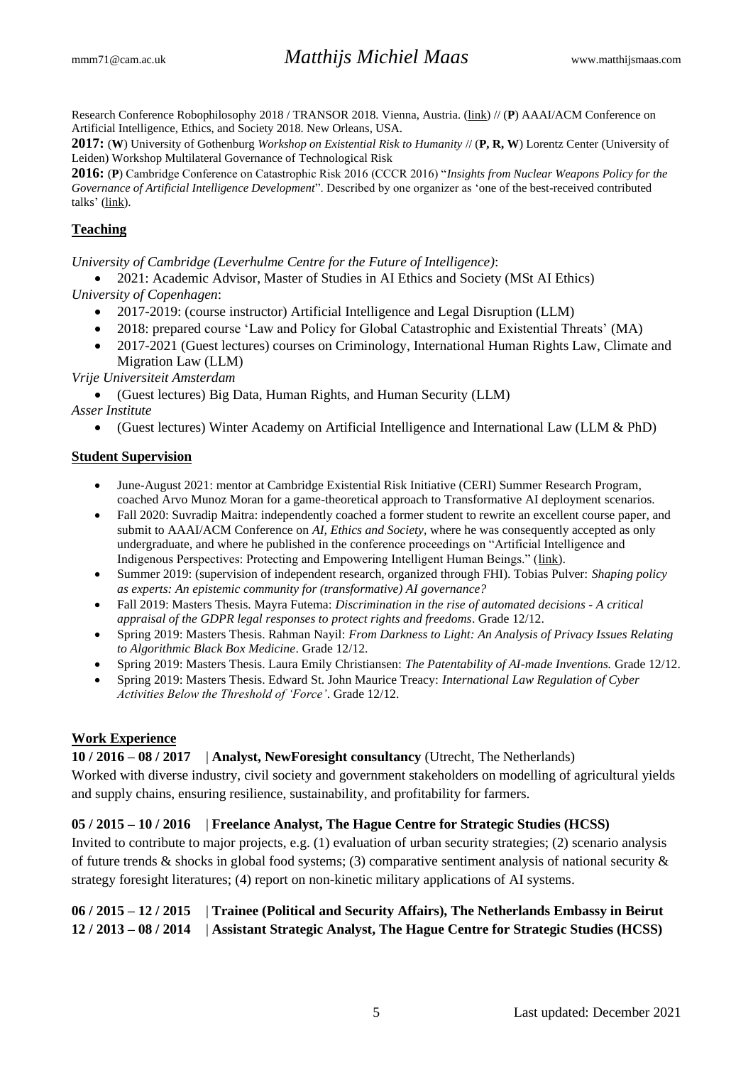Research Conference Robophilosophy 2018 / TRANSOR 2018. Vienna, Austria. (link) // (**P**) AAAI/ACM Conference on Artificial Intelligence, Ethics, and Society 2018. New Orleans, USA.

**2017:** (**W**) University of Gothenburg *Workshop on Existential Risk to Humanity* // (**P, R, W**) Lorentz Center (University of Leiden) Workshop Multilateral Governance of Technological Risk

**2016:** (**P**) Cambridge Conference on Catastrophic Risk 2016 (CCCR 2016) "*Insights from Nuclear Weapons Policy for the Governance of Artificial Intelligence Development*". Described by one organizer as 'one of the best-received contributed talks' (link).

## Teaching

*University of Cambridge (Leverhulme Centre for the Future of Intelligence)*:

- 2021: Academic Advisor, Master of Studies in AI Ethics and Society (MSt AI Ethics)

*University of Copenhagen*:

- 2017-2019: (course instructor) Artificial Intelligence and Legal Disruption (LLM)
- 2018: prepared course 'Law and Policy for Global Catastrophic and Existential Threats' (MA)
- 2017-2021 (Guest lectures) courses on Criminology, International Human Rights Law, Climate and Migration Law (LLM)

*Vrije Universiteit Amsterdam*

- (Guest lectures) Big Data, Human Rights, and Human Security (LLM)

*Asser Institute*

- (Guest lectures) Winter Academy on Artificial Intelligence and International Law (LLM & PhD)

## Student Supervision

- June-August 2021: mentor at Cambridge Existential Risk Initiative (CERI) Summer Research Program, coached Arvo Munoz Moran for a game-theoretical approach to Transformative AI deployment scenarios.
- Fall 2020: Suvradip Maitra: independently coached a former student to rewrite an excellent course paper, and submit to AAAI/ACM Conference on *AI, Ethics and Society*, where he was consequently accepted as only undergraduate, and where he published in the conference proceedings on "Artificial Intelligence and Indigenous Perspectives: Protecting and Empowering Intelligent Human Beings." (link).
- Summer 2019: (supervision of independent research, organized through FHI). Tobias Pulver: *Shaping policy as experts: An epistemic community for (transformative) AI governance?*
- Fall 2019: Masters Thesis. Mayra Futema: *Discrimination in the rise of automated decisions - A critical appraisal of the GDPR legal responses to protect rights and freedoms*. Grade 12/12.
- Spring 2019: Masters Thesis. Rahman Nayil: *From Darkness to Light: An Analysis of Privacy Issues Relating to Algorithmic Black Box Medicine*. Grade 12/12.
- Spring 2019: Masters Thesis. Laura Emily Christiansen: *The Patentability of AI-made Inventions.* Grade 12/12.
- Spring 2019: Masters Thesis. Edward St. John Maurice Treacy: *International Law Regulation of Cyber Activities Below the Threshold of 'Force'*. Grade 12/12.

## Work Experience

**10 / 2016 – 08 / 2017** | **Analyst, NewForesight consultancy** (Utrecht, The Netherlands)
Worked with diverse industry, civil society and government stakeholders on modelling of agricultural yields and supply chains, ensuring resilience, sustainability, and profitability for farmers.

**05 / 2015 – 10 / 2016** | **Freelance Analyst, The Hague Centre for Strategic Studies (HCSS)**
Invited to contribute to major projects, e.g. (1) evaluation of urban security strategies; (2) scenario analysis of future trends & shocks in global food systems; (3) comparative sentiment analysis of national security & strategy foresight literatures; (4) report on non-kinetic military applications of AI systems.

**06 / 2015 – 12 / 2015** | **Trainee (Political and Security Affairs), The Netherlands Embassy in Beirut**
**12 / 2013 – 08 / 2014** | **Assistant Strategic Analyst, The Hague Centre for Strategic Studies (HCSS)**